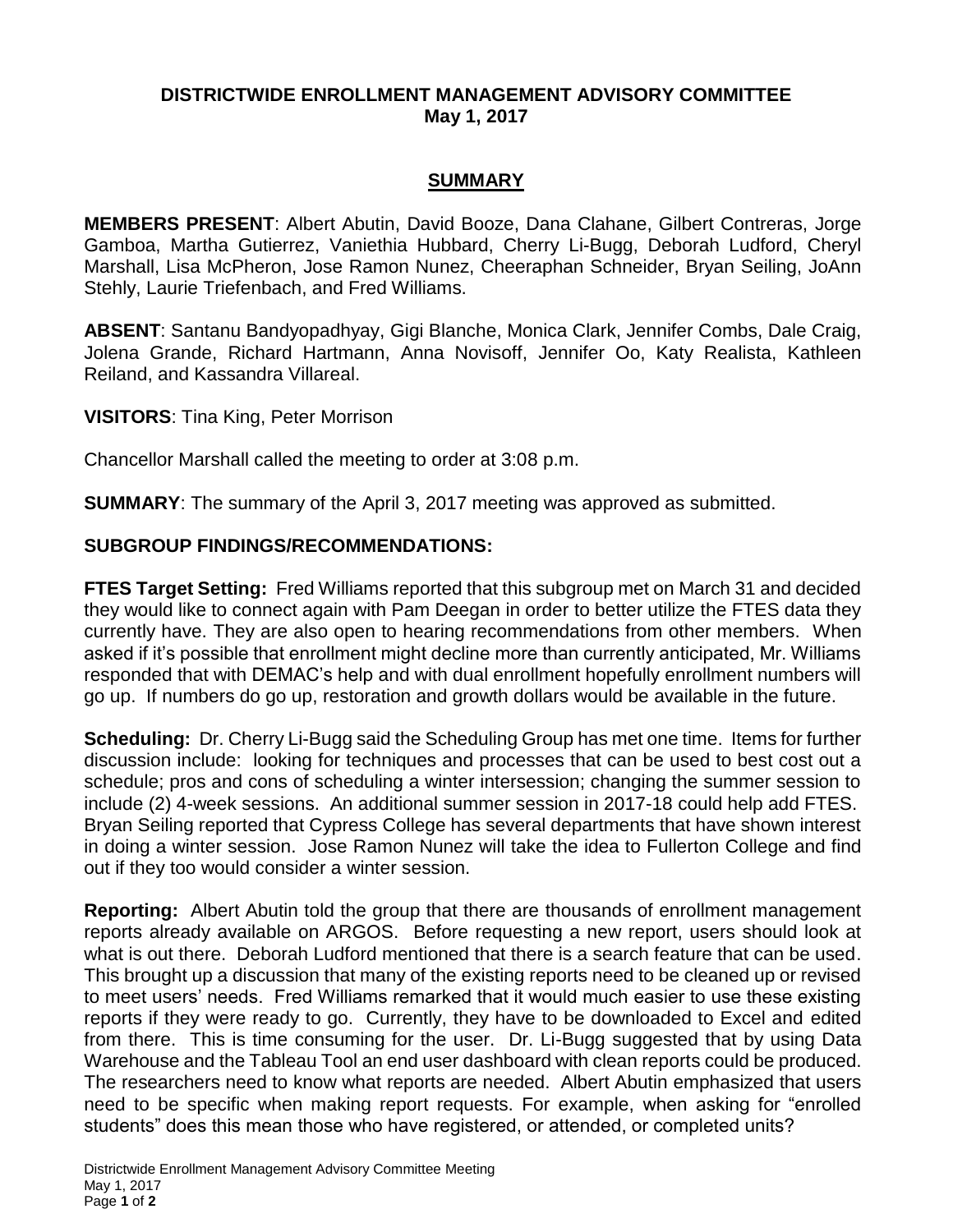# DISTRICTWIDE ENROLLMENT MANAGEMENT ADVISORY COMMITTEE
## May 1, 2017

## SUMMARY

**MEMBERS PRESENT**: Albert Abutin, David Booze, Dana Clahane, Gilbert Contreras, Jorge Gamboa, Martha Gutierrez, Vaniethia Hubbard, Cherry Li-Bugg, Deborah Ludford, Cheryl Marshall, Lisa McPheron, Jose Ramon Nunez, Cheeraphan Schneider, Bryan Seiling, JoAnn Stehly, Laurie Triefenbach, and Fred Williams.

**ABSENT**: Santanu Bandyopadhyay, Gigi Blanche, Monica Clark, Jennifer Combs, Dale Craig, Jolena Grande, Richard Hartmann, Anna Novisoff, Jennifer Oo, Katy Realista, Kathleen Reiland, and Kassandra Villareal.

**VISITORS**: Tina King, Peter Morrison

Chancellor Marshall called the meeting to order at 3:08 p.m.

**SUMMARY**: The summary of the April 3, 2017 meeting was approved as submitted.

**SUBGROUP FINDINGS/RECOMMENDATIONS:**

**FTES Target Setting:** Fred Williams reported that this subgroup met on March 31 and decided they would like to connect again with Pam Deegan in order to better utilize the FTES data they currently have. They are also open to hearing recommendations from other members. When asked if it's possible that enrollment might decline more than currently anticipated, Mr. Williams responded that with DEMAC's help and with dual enrollment hopefully enrollment numbers will go up. If numbers do go up, restoration and growth dollars would be available in the future.

**Scheduling:** Dr. Cherry Li-Bugg said the Scheduling Group has met one time. Items for further discussion include: looking for techniques and processes that can be used to best cost out a schedule; pros and cons of scheduling a winter intersession; changing the summer session to include (2) 4-week sessions. An additional summer session in 2017-18 could help add FTES. Bryan Seiling reported that Cypress College has several departments that have shown interest in doing a winter session. Jose Ramon Nunez will take the idea to Fullerton College and find out if they too would consider a winter session.

**Reporting:** Albert Abutin told the group that there are thousands of enrollment management reports already available on ARGOS. Before requesting a new report, users should look at what is out there. Deborah Ludford mentioned that there is a search feature that can be used. This brought up a discussion that many of the existing reports need to be cleaned up or revised to meet users' needs. Fred Williams remarked that it would much easier to use these existing reports if they were ready to go. Currently, they have to be downloaded to Excel and edited from there. This is time consuming for the user. Dr. Li-Bugg suggested that by using Data Warehouse and the Tableau Tool an end user dashboard with clean reports could be produced. The researchers need to know what reports are needed. Albert Abutin emphasized that users need to be specific when making report requests. For example, when asking for "enrolled students" does this mean those who have registered, or attended, or completed units?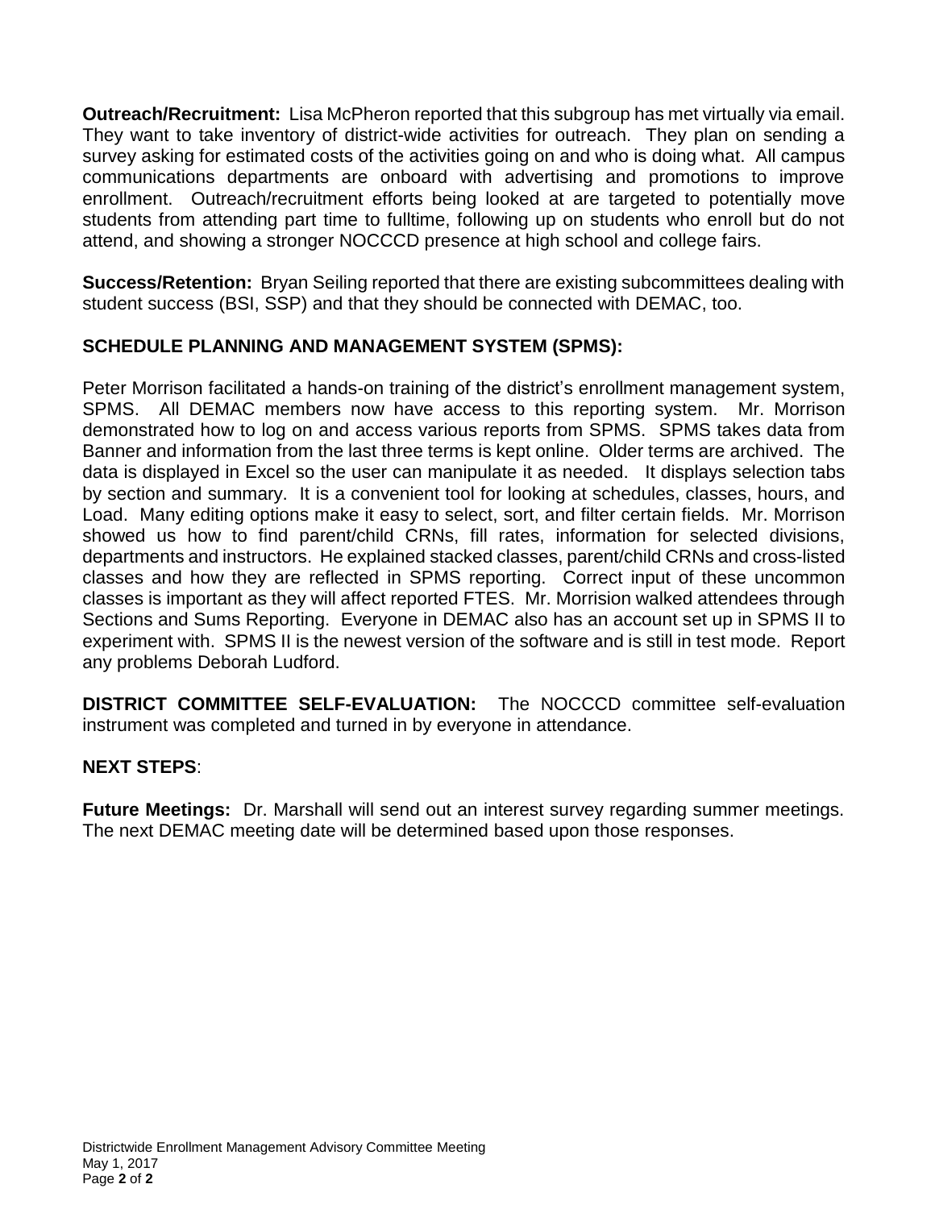**Outreach/Recruitment:** Lisa McPheron reported that this subgroup has met virtually via email. They want to take inventory of district-wide activities for outreach. They plan on sending a survey asking for estimated costs of the activities going on and who is doing what. All campus communications departments are onboard with advertising and promotions to improve enrollment. Outreach/recruitment efforts being looked at are targeted to potentially move students from attending part time to fulltime, following up on students who enroll but do not attend, and showing a stronger NOCCCD presence at high school and college fairs.

**Success/Retention:** Bryan Seiling reported that there are existing subcommittees dealing with student success (BSI, SSP) and that they should be connected with DEMAC, too.

**SCHEDULE PLANNING AND MANAGEMENT SYSTEM (SPMS):**

Peter Morrison facilitated a hands-on training of the district's enrollment management system, SPMS. All DEMAC members now have access to this reporting system. Mr. Morrison demonstrated how to log on and access various reports from SPMS. SPMS takes data from Banner and information from the last three terms is kept online. Older terms are archived. The data is displayed in Excel so the user can manipulate it as needed. It displays selection tabs by section and summary. It is a convenient tool for looking at schedules, classes, hours, and Load. Many editing options make it easy to select, sort, and filter certain fields. Mr. Morrison showed us how to find parent/child CRNs, fill rates, information for selected divisions, departments and instructors. He explained stacked classes, parent/child CRNs and cross-listed classes and how they are reflected in SPMS reporting. Correct input of these uncommon classes is important as they will affect reported FTES. Mr. Morrision walked attendees through Sections and Sums Reporting. Everyone in DEMAC also has an account set up in SPMS II to experiment with. SPMS II is the newest version of the software and is still in test mode. Report any problems Deborah Ludford.

**DISTRICT COMMITTEE SELF-EVALUATION:** The NOCCCD committee self-evaluation instrument was completed and turned in by everyone in attendance.

**NEXT STEPS**:

**Future Meetings:** Dr. Marshall will send out an interest survey regarding summer meetings. The next DEMAC meeting date will be determined based upon those responses.